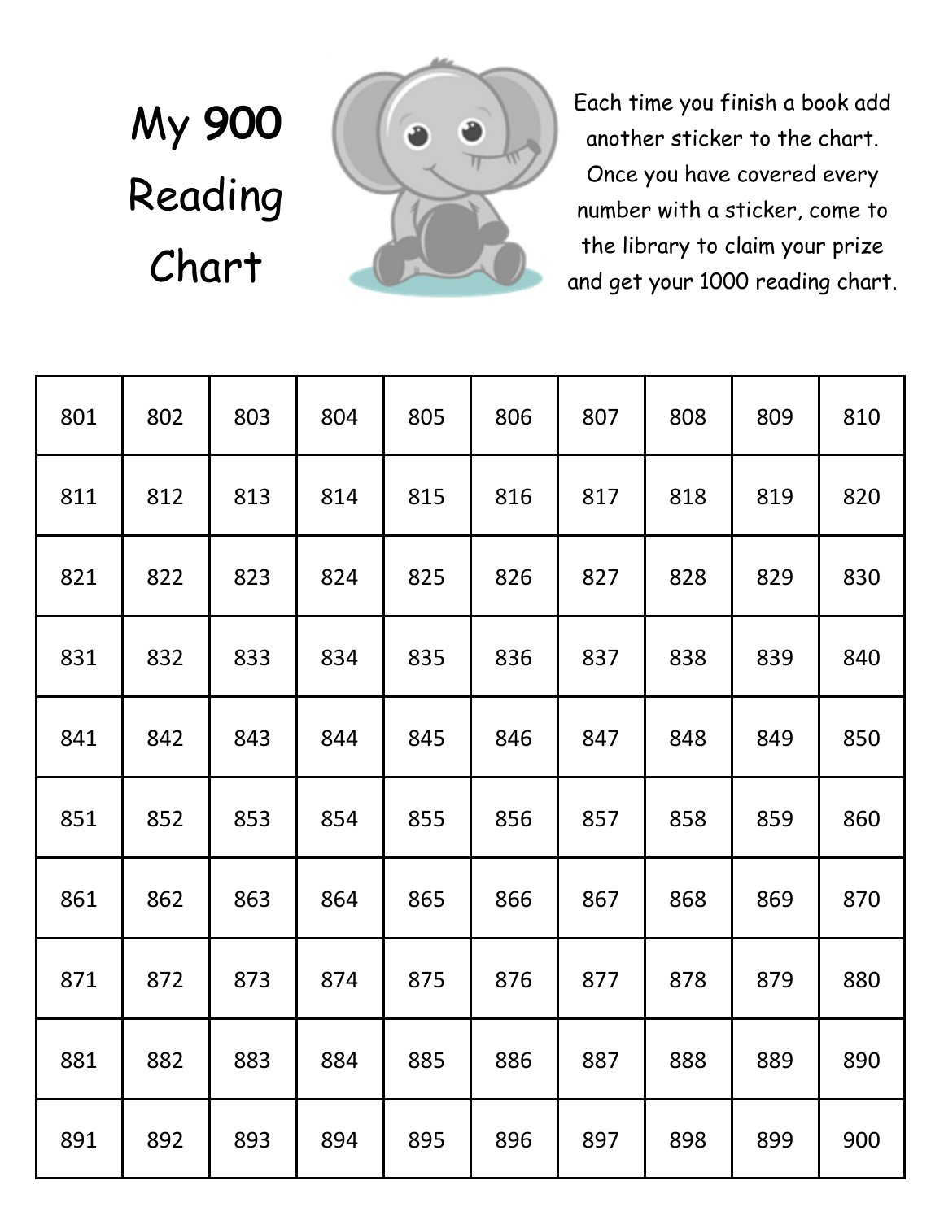# My 900 Reading Chart

Each time you finish a book add another sticker to the chart. Once you have covered every number with a sticker, come to the library to claim your prize and get your 1000 reading chart.

| | | | | | | | | | |
|---|---|---|---|---|---|---|---|---|---|
| 801 | 802 | 803 | 804 | 805 | 806 | 807 | 808 | 809 | 810 |
| 811 | 812 | 813 | 814 | 815 | 816 | 817 | 818 | 819 | 820 |
| 821 | 822 | 823 | 824 | 825 | 826 | 827 | 828 | 829 | 830 |
| 831 | 832 | 833 | 834 | 835 | 836 | 837 | 838 | 839 | 840 |
| 841 | 842 | 843 | 844 | 845 | 846 | 847 | 848 | 849 | 850 |
| 851 | 852 | 853 | 854 | 855 | 856 | 857 | 858 | 859 | 860 |
| 861 | 862 | 863 | 864 | 865 | 866 | 867 | 868 | 869 | 870 |
| 871 | 872 | 873 | 874 | 875 | 876 | 877 | 878 | 879 | 880 |
| 881 | 882 | 883 | 884 | 885 | 886 | 887 | 888 | 889 | 890 |
| 891 | 892 | 893 | 894 | 895 | 896 | 897 | 898 | 899 | 900 |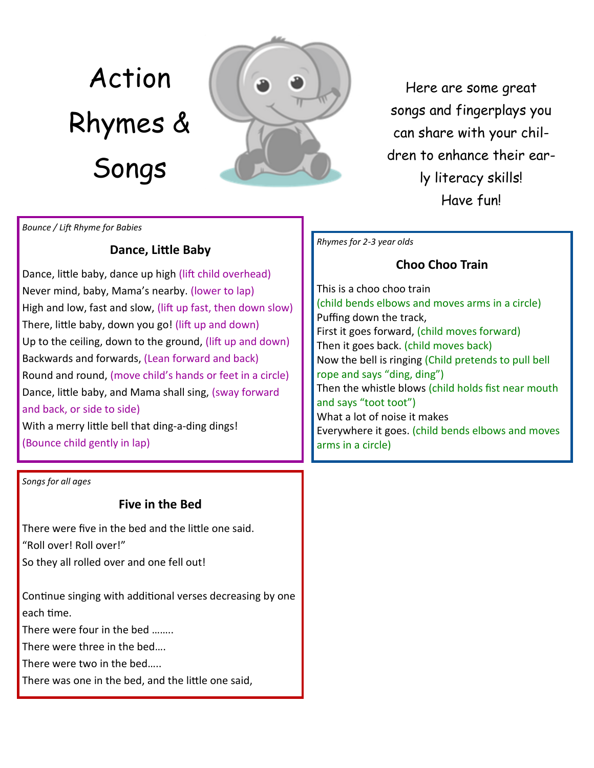# Action Rhymes & Songs

Here are some great songs and fingerplays you can share with your children to enhance their early literacy skills!
Have fun!

*Bounce / Lift Rhyme for Babies*

### Dance, Little Baby

Dance, little baby, dance up high (lift child overhead)
Never mind, baby, Mama's nearby. (lower to lap)
High and low, fast and slow, (lift up fast, then down slow)
There, little baby, down you go! (lift up and down)
Up to the ceiling, down to the ground, (lift up and down)
Backwards and forwards, (Lean forward and back)
Round and round, (move child's hands or feet in a circle)
Dance, little baby, and Mama shall sing, (sway forward and back, or side to side)
With a merry little bell that ding-a-ding dings!
(Bounce child gently in lap)

*Rhymes for 2-3 year olds*

### Choo Choo Train

This is a choo choo train
(child bends elbows and moves arms in a circle)
Puffing down the track,
First it goes forward, (child moves forward)
Then it goes back. (child moves back)
Now the bell is ringing (Child pretends to pull bell rope and says "ding, ding")
Then the whistle blows (child holds fist near mouth and says "toot toot")
What a lot of noise it makes
Everywhere it goes. (child bends elbows and moves arms in a circle)

*Songs for all ages*

### Five in the Bed

There were five in the bed and the little one said.
"Roll over! Roll over!"
So they all rolled over and one fell out!

Continue singing with additional verses decreasing by one each time.
There were four in the bed ……..
There were three in the bed….
There were two in the bed…..
There was one in the bed, and the little one said,